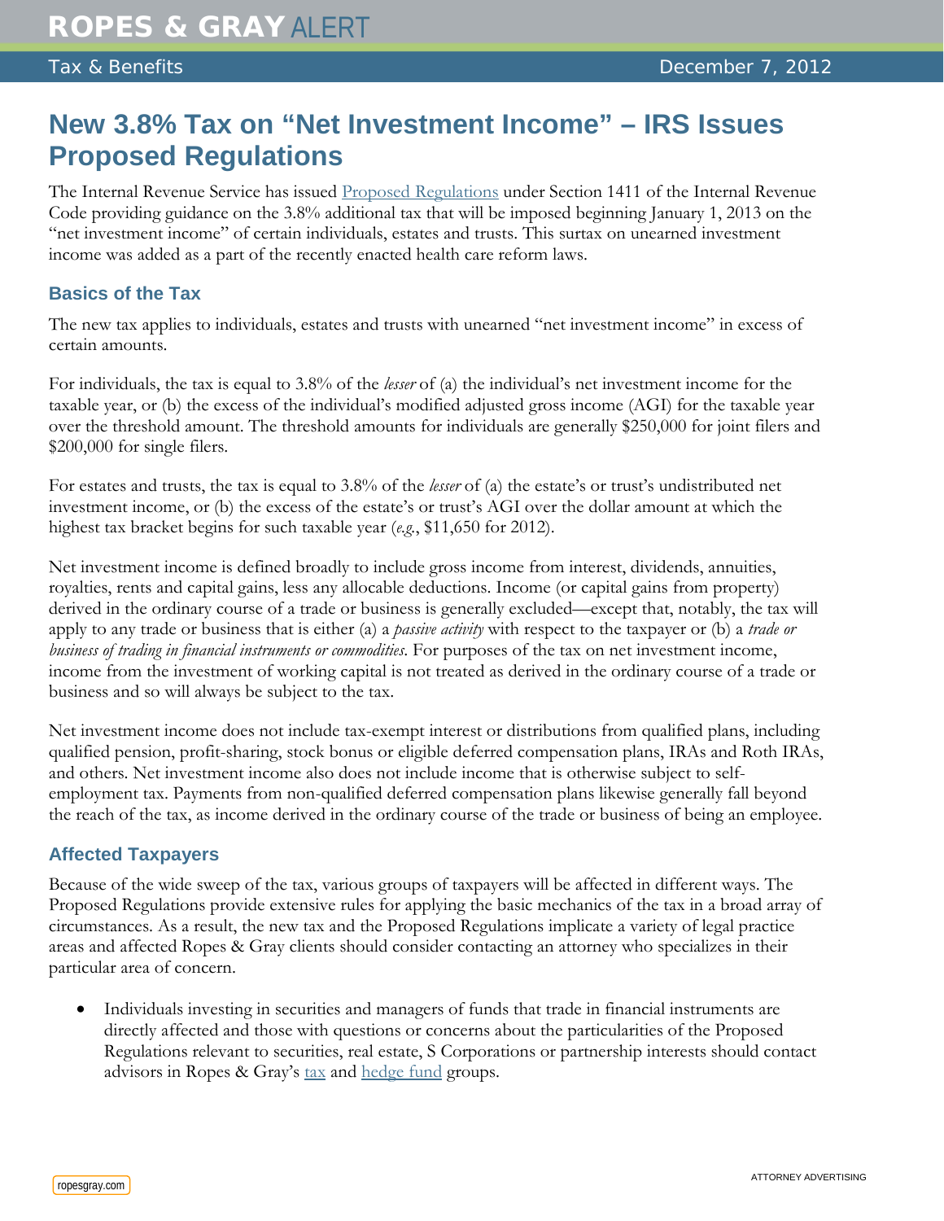# New 3.8% Tax on "Net Investment Income" – IRS Issues Proposed Regulations

The Internal Revenue Service has issued Proposed Regulations under Section 1411 of the Internal Revenue Code providing guidance on the 3.8% additional tax that will be imposed beginning January 1, 2013 on the "net investment income" of certain individuals, estates and trusts. This surtax on unearned investment income was added as a part of the recently enacted health care reform laws.

## Basics of the Tax

The new tax applies to individuals, estates and trusts with unearned "net investment income" in excess of certain amounts.

For individuals, the tax is equal to 3.8% of the *lesser* of (a) the individual's net investment income for the taxable year, or (b) the excess of the individual's modified adjusted gross income (AGI) for the taxable year over the threshold amount. The threshold amounts for individuals are generally $250,000 for joint filers and $200,000 for single filers.

For estates and trusts, the tax is equal to 3.8% of the *lesser* of (a) the estate's or trust's undistributed net investment income, or (b) the excess of the estate's or trust's AGI over the dollar amount at which the highest tax bracket begins for such taxable year (*e.g.*, $11,650 for 2012).

Net investment income is defined broadly to include gross income from interest, dividends, annuities, royalties, rents and capital gains, less any allocable deductions. Income (or capital gains from property) derived in the ordinary course of a trade or business is generally excluded—except that, notably, the tax will apply to any trade or business that is either (a) a *passive activity* with respect to the taxpayer or (b) a *trade or business of trading in financial instruments or commodities*. For purposes of the tax on net investment income, income from the investment of working capital is not treated as derived in the ordinary course of a trade or business and so will always be subject to the tax.

Net investment income does not include tax-exempt interest or distributions from qualified plans, including qualified pension, profit-sharing, stock bonus or eligible deferred compensation plans, IRAs and Roth IRAs, and others. Net investment income also does not include income that is otherwise subject to self-employment tax. Payments from non-qualified deferred compensation plans likewise generally fall beyond the reach of the tax, as income derived in the ordinary course of the trade or business of being an employee.

## Affected Taxpayers

Because of the wide sweep of the tax, various groups of taxpayers will be affected in different ways. The Proposed Regulations provide extensive rules for applying the basic mechanics of the tax in a broad array of circumstances. As a result, the new tax and the Proposed Regulations implicate a variety of legal practice areas and affected Ropes & Gray clients should consider contacting an attorney who specializes in their particular area of concern.

- Individuals investing in securities and managers of funds that trade in financial instruments are directly affected and those with questions or concerns about the particularities of the Proposed Regulations relevant to securities, real estate, S Corporations or partnership interests should contact advisors in Ropes & Gray's tax and hedge fund groups.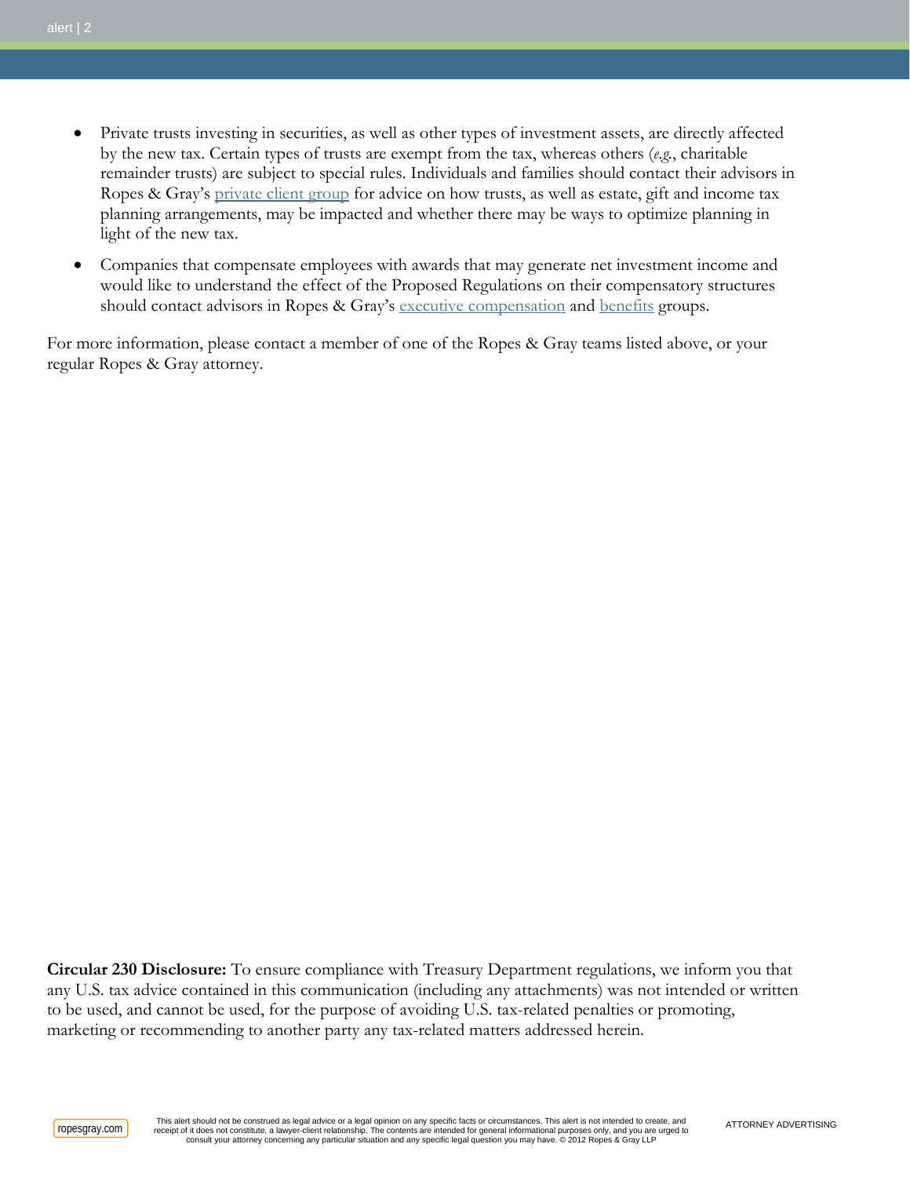- Private trusts investing in securities, as well as other types of investment assets, are directly affected by the new tax. Certain types of trusts are exempt from the tax, whereas others (*e.g.*, charitable remainder trusts) are subject to special rules. Individuals and families should contact their advisors in Ropes & Gray's private client group for advice on how trusts, as well as estate, gift and income tax planning arrangements, may be impacted and whether there may be ways to optimize planning in light of the new tax.

- Companies that compensate employees with awards that may generate net investment income and would like to understand the effect of the Proposed Regulations on their compensatory structures should contact advisors in Ropes & Gray's executive compensation and benefits groups.

For more information, please contact a member of one of the Ropes & Gray teams listed above, or your regular Ropes & Gray attorney.

**Circular 230 Disclosure:** To ensure compliance with Treasury Department regulations, we inform you that any U.S. tax advice contained in this communication (including any attachments) was not intended or written to be used, and cannot be used, for the purpose of avoiding U.S. tax-related penalties or promoting, marketing or recommending to another party any tax-related matters addressed herein.

This alert should not be construed as legal advice or a legal opinion on any specific facts or circumstances. This alert is not intended to create, and receipt of it does not constitute, a lawyer-client relationship. The contents are intended for general informational purposes only, and you are urged to consult your attorney concerning any particular situation and any specific legal question you may have. © 2012 Ropes & Gray LLP

ATTORNEY ADVERTISING